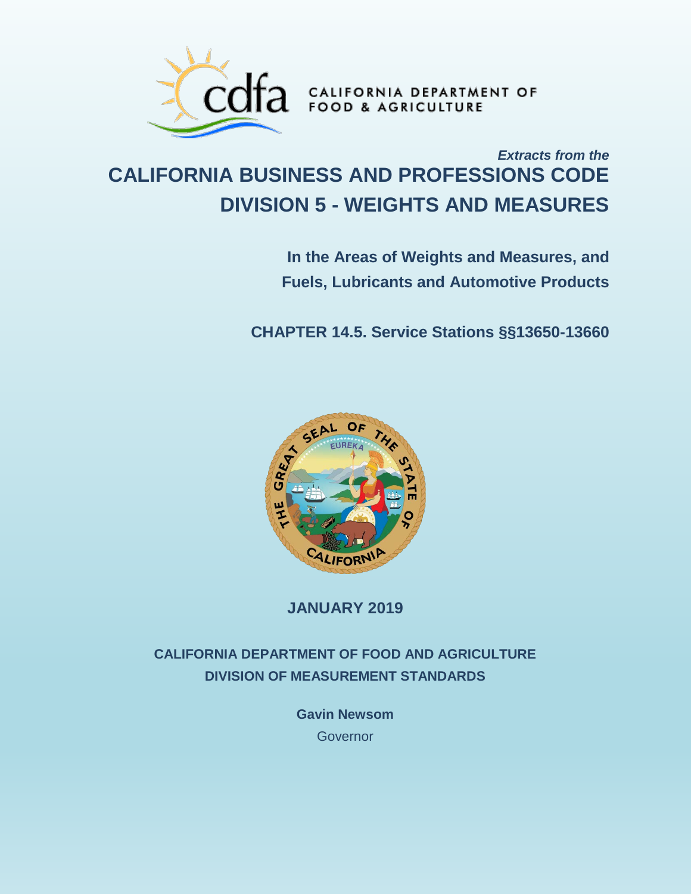CALIFORNIA DEPARTMENT OF FOOD & AGRICULTURE

*Extracts from the*

# CALIFORNIA BUSINESS AND PROFESSIONS CODE
# DIVISION 5 - WEIGHTS AND MEASURES

**In the Areas of Weights and Measures, and Fuels, Lubricants and Automotive Products**

**CHAPTER 14.5. Service Stations §§13650-13660**

**JANUARY 2019**

**CALIFORNIA DEPARTMENT OF FOOD AND AGRICULTURE**
**DIVISION OF MEASUREMENT STANDARDS**

**Gavin Newsom**
Governor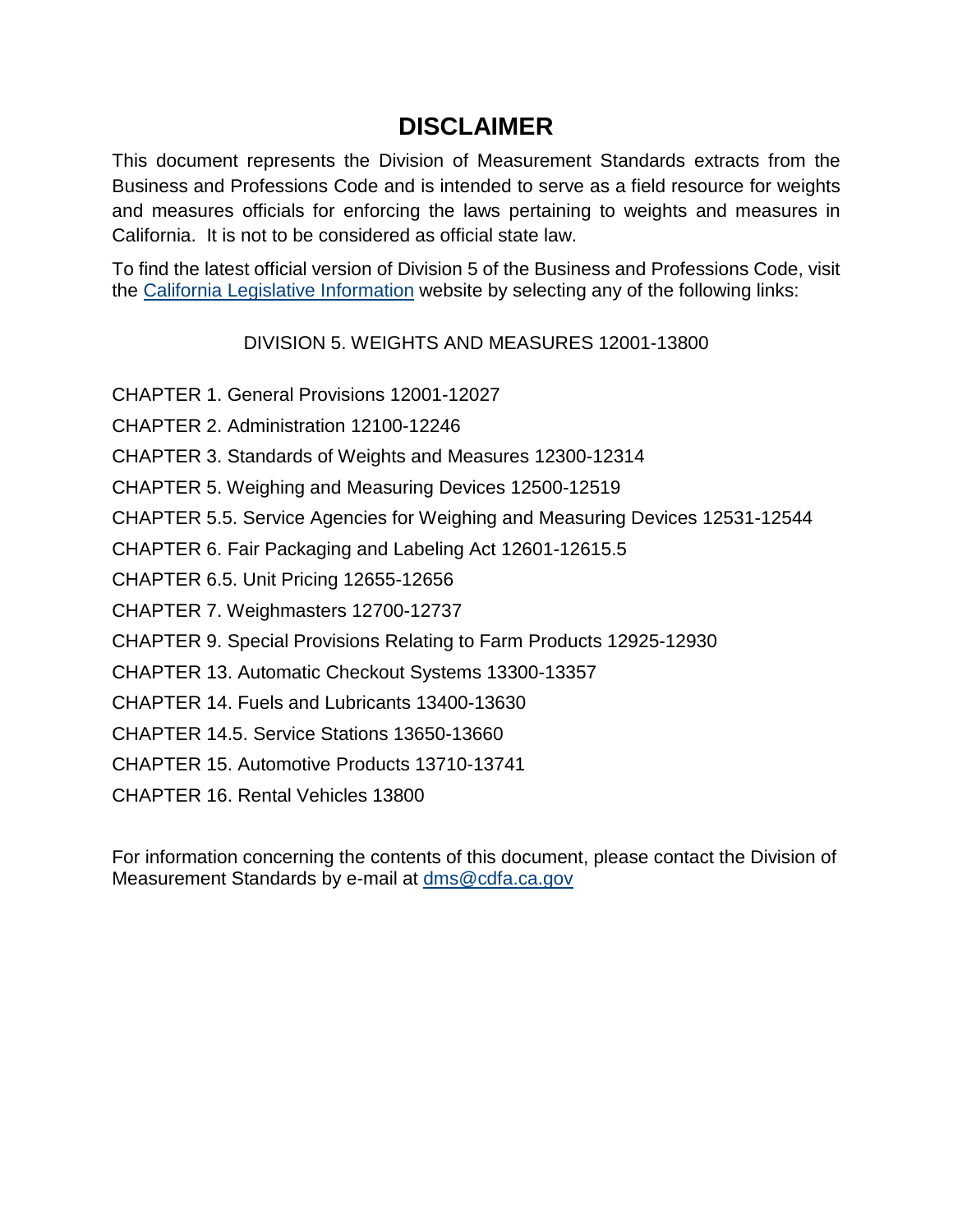# DISCLAIMER

This document represents the Division of Measurement Standards extracts from the Business and Professions Code and is intended to serve as a field resource for weights and measures officials for enforcing the laws pertaining to weights and measures in California. It is not to be considered as official state law.

To find the latest official version of Division 5 of the Business and Professions Code, visit the [California Legislative Information](#) website by selecting any of the following links:

DIVISION 5. WEIGHTS AND MEASURES 12001-13800

CHAPTER 1. General Provisions 12001-12027

CHAPTER 2. Administration 12100-12246

CHAPTER 3. Standards of Weights and Measures 12300-12314

CHAPTER 5. Weighing and Measuring Devices 12500-12519

CHAPTER 5.5. Service Agencies for Weighing and Measuring Devices 12531-12544

CHAPTER 6. Fair Packaging and Labeling Act 12601-12615.5

CHAPTER 6.5. Unit Pricing 12655-12656

CHAPTER 7. Weighmasters 12700-12737

CHAPTER 9. Special Provisions Relating to Farm Products 12925-12930

CHAPTER 13. Automatic Checkout Systems 13300-13357

CHAPTER 14. Fuels and Lubricants 13400-13630

CHAPTER 14.5. Service Stations 13650-13660

CHAPTER 15. Automotive Products 13710-13741

CHAPTER 16. Rental Vehicles 13800

For information concerning the contents of this document, please contact the Division of Measurement Standards by e-mail at dms@cdfa.ca.gov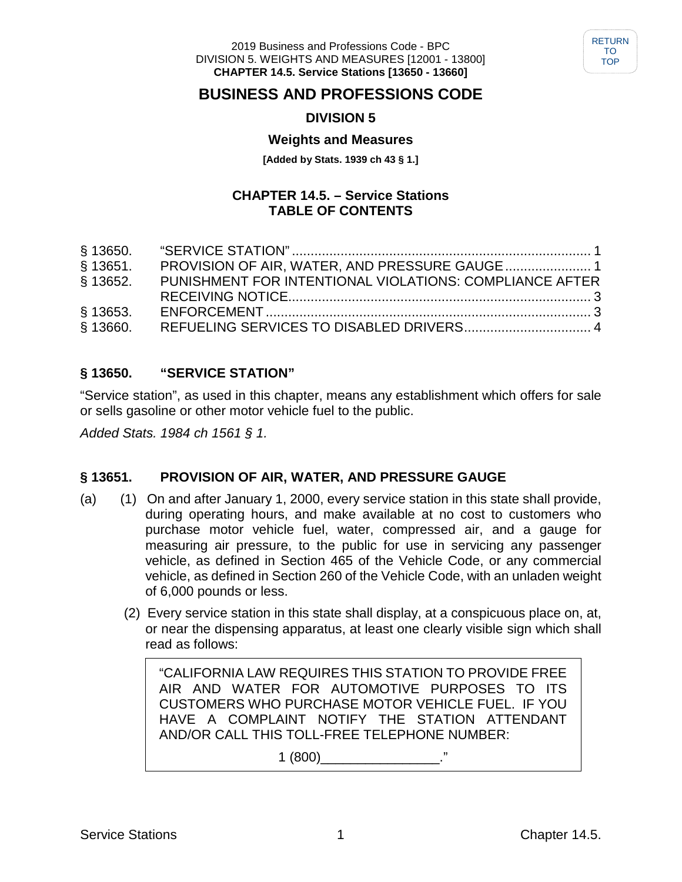# BUSINESS AND PROFESSIONS CODE

## DIVISION 5

### Weights and Measures

**[Added by Stats. 1939 ch 43 § 1.]**

### CHAPTER 14.5. – Service Stations
### TABLE OF CONTENTS

| | | |
|---|---|---|
| § 13650. | "SERVICE STATION" | 1 |
| § 13651. | PROVISION OF AIR, WATER, AND PRESSURE GAUGE | 1 |
| § 13652. | PUNISHMENT FOR INTENTIONAL VIOLATIONS: COMPLIANCE AFTER RECEIVING NOTICE | 3 |
| § 13653. | ENFORCEMENT | 3 |
| § 13660. | REFUELING SERVICES TO DISABLED DRIVERS | 4 |

### § 13650. "SERVICE STATION"

"Service station", as used in this chapter, means any establishment which offers for sale or sells gasoline or other motor vehicle fuel to the public.

*Added Stats. 1984 ch 1561 § 1.*

### § 13651. PROVISION OF AIR, WATER, AND PRESSURE GAUGE

(a) (1) On and after January 1, 2000, every service station in this state shall provide, during operating hours, and make available at no cost to customers who purchase motor vehicle fuel, water, compressed air, and a gauge for measuring air pressure, to the public for use in servicing any passenger vehicle, as defined in Section 465 of the Vehicle Code, or any commercial vehicle, as defined in Section 260 of the Vehicle Code, with an unladen weight of 6,000 pounds or less.

(2) Every service station in this state shall display, at a conspicuous place on, at, or near the dispensing apparatus, at least one clearly visible sign which shall read as follows:

> "CALIFORNIA LAW REQUIRES THIS STATION TO PROVIDE FREE AIR AND WATER FOR AUTOMOTIVE PURPOSES TO ITS CUSTOMERS WHO PURCHASE MOTOR VEHICLE FUEL. IF YOU HAVE A COMPLAINT NOTIFY THE STATION ATTENDANT AND/OR CALL THIS TOLL-FREE TELEPHONE NUMBER:
>
> 1 (800)________________."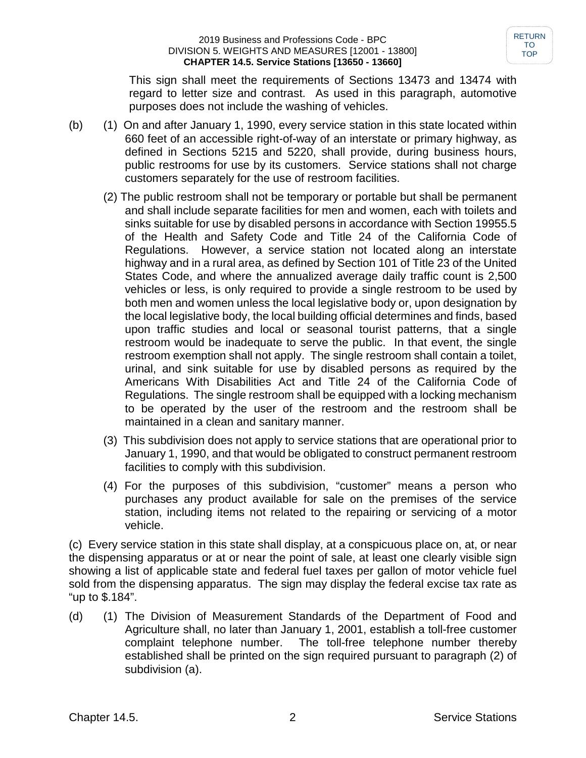This sign shall meet the requirements of Sections 13473 and 13474 with regard to letter size and contrast. As used in this paragraph, automotive purposes does not include the washing of vehicles.

(b) (1) On and after January 1, 1990, every service station in this state located within 660 feet of an accessible right-of-way of an interstate or primary highway, as defined in Sections 5215 and 5220, shall provide, during business hours, public restrooms for use by its customers. Service stations shall not charge customers separately for the use of restroom facilities.

(2) The public restroom shall not be temporary or portable but shall be permanent and shall include separate facilities for men and women, each with toilets and sinks suitable for use by disabled persons in accordance with Section 19955.5 of the Health and Safety Code and Title 24 of the California Code of Regulations. However, a service station not located along an interstate highway and in a rural area, as defined by Section 101 of Title 23 of the United States Code, and where the annualized average daily traffic count is 2,500 vehicles or less, is only required to provide a single restroom to be used by both men and women unless the local legislative body or, upon designation by the local legislative body, the local building official determines and finds, based upon traffic studies and local or seasonal tourist patterns, that a single restroom would be inadequate to serve the public. In that event, the single restroom exemption shall not apply. The single restroom shall contain a toilet, urinal, and sink suitable for use by disabled persons as required by the Americans With Disabilities Act and Title 24 of the California Code of Regulations. The single restroom shall be equipped with a locking mechanism to be operated by the user of the restroom and the restroom shall be maintained in a clean and sanitary manner.

(3) This subdivision does not apply to service stations that are operational prior to January 1, 1990, and that would be obligated to construct permanent restroom facilities to comply with this subdivision.

(4) For the purposes of this subdivision, "customer" means a person who purchases any product available for sale on the premises of the service station, including items not related to the repairing or servicing of a motor vehicle.

(c) Every service station in this state shall display, at a conspicuous place on, at, or near the dispensing apparatus or at or near the point of sale, at least one clearly visible sign showing a list of applicable state and federal fuel taxes per gallon of motor vehicle fuel sold from the dispensing apparatus. The sign may display the federal excise tax rate as "up to $.184".

(d) (1) The Division of Measurement Standards of the Department of Food and Agriculture shall, no later than January 1, 2001, establish a toll-free customer complaint telephone number. The toll-free telephone number thereby established shall be printed on the sign required pursuant to paragraph (2) of subdivision (a).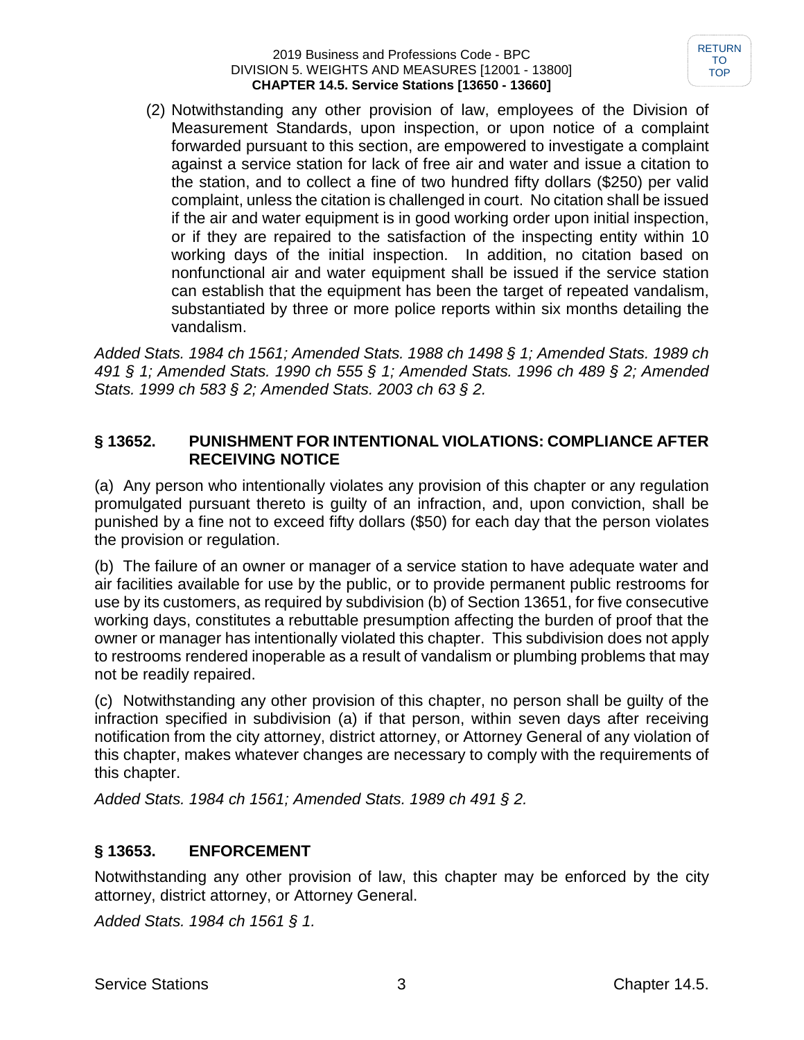(2) Notwithstanding any other provision of law, employees of the Division of Measurement Standards, upon inspection, or upon notice of a complaint forwarded pursuant to this section, are empowered to investigate a complaint against a service station for lack of free air and water and issue a citation to the station, and to collect a fine of two hundred fifty dollars ($250) per valid complaint, unless the citation is challenged in court. No citation shall be issued if the air and water equipment is in good working order upon initial inspection, or if they are repaired to the satisfaction of the inspecting entity within 10 working days of the initial inspection. In addition, no citation based on nonfunctional air and water equipment shall be issued if the service station can establish that the equipment has been the target of repeated vandalism, substantiated by three or more police reports within six months detailing the vandalism.

*Added Stats. 1984 ch 1561; Amended Stats. 1988 ch 1498 § 1; Amended Stats. 1989 ch 491 § 1; Amended Stats. 1990 ch 555 § 1; Amended Stats. 1996 ch 489 § 2; Amended Stats. 1999 ch 583 § 2; Amended Stats. 2003 ch 63 § 2.*

### § 13652. PUNISHMENT FOR INTENTIONAL VIOLATIONS: COMPLIANCE AFTER RECEIVING NOTICE

(a) Any person who intentionally violates any provision of this chapter or any regulation promulgated pursuant thereto is guilty of an infraction, and, upon conviction, shall be punished by a fine not to exceed fifty dollars ($50) for each day that the person violates the provision or regulation.

(b) The failure of an owner or manager of a service station to have adequate water and air facilities available for use by the public, or to provide permanent public restrooms for use by its customers, as required by subdivision (b) of Section 13651, for five consecutive working days, constitutes a rebuttable presumption affecting the burden of proof that the owner or manager has intentionally violated this chapter. This subdivision does not apply to restrooms rendered inoperable as a result of vandalism or plumbing problems that may not be readily repaired.

(c) Notwithstanding any other provision of this chapter, no person shall be guilty of the infraction specified in subdivision (a) if that person, within seven days after receiving notification from the city attorney, district attorney, or Attorney General of any violation of this chapter, makes whatever changes are necessary to comply with the requirements of this chapter.

*Added Stats. 1984 ch 1561; Amended Stats. 1989 ch 491 § 2.*

### § 13653. ENFORCEMENT

Notwithstanding any other provision of law, this chapter may be enforced by the city attorney, district attorney, or Attorney General.

*Added Stats. 1984 ch 1561 § 1.*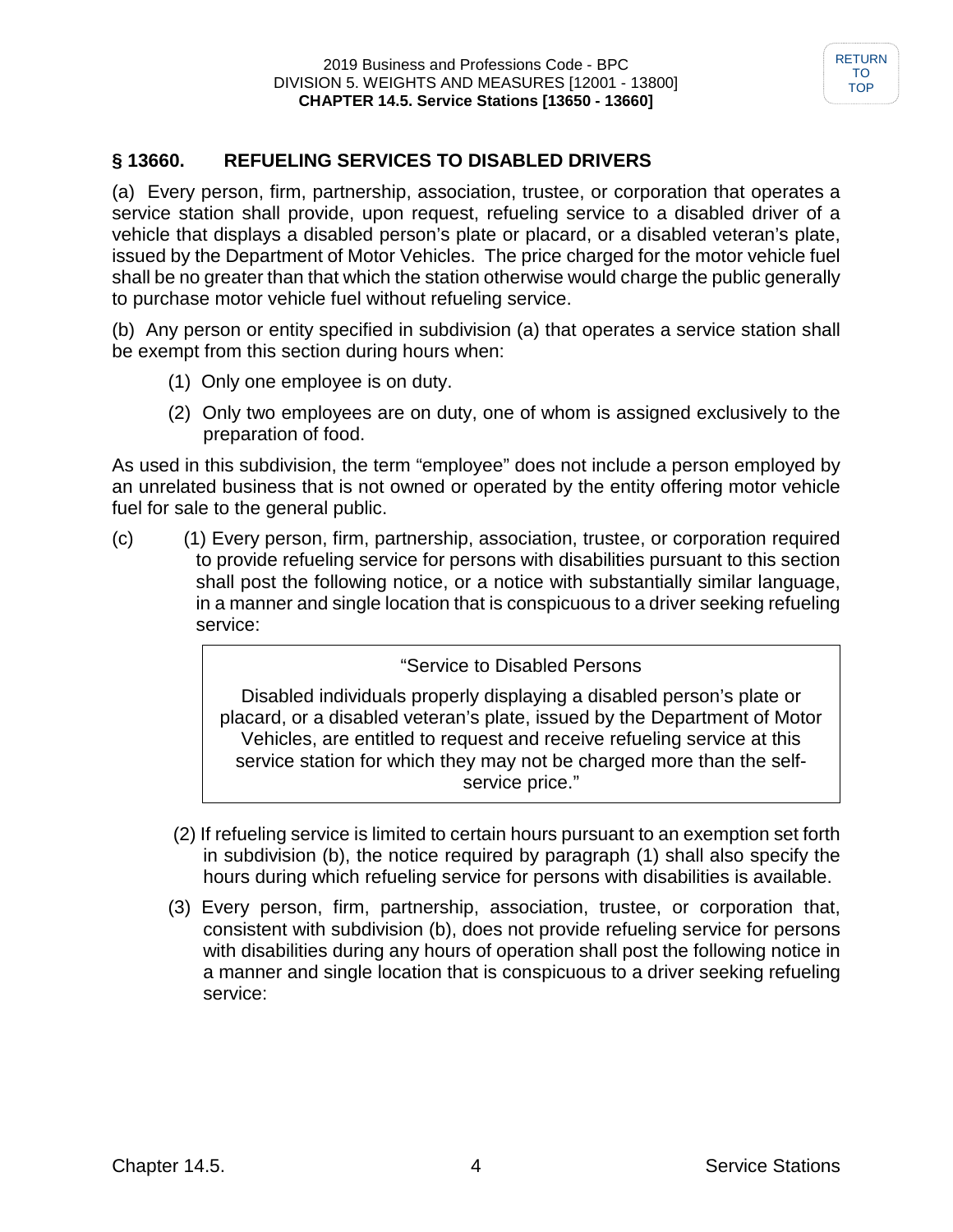## § 13660. REFUELING SERVICES TO DISABLED DRIVERS

(a) Every person, firm, partnership, association, trustee, or corporation that operates a service station shall provide, upon request, refueling service to a disabled driver of a vehicle that displays a disabled person's plate or placard, or a disabled veteran's plate, issued by the Department of Motor Vehicles. The price charged for the motor vehicle fuel shall be no greater than that which the station otherwise would charge the public generally to purchase motor vehicle fuel without refueling service.

(b) Any person or entity specified in subdivision (a) that operates a service station shall be exempt from this section during hours when:

(1) Only one employee is on duty.

(2) Only two employees are on duty, one of whom is assigned exclusively to the preparation of food.

As used in this subdivision, the term "employee" does not include a person employed by an unrelated business that is not owned or operated by the entity offering motor vehicle fuel for sale to the general public.

(c) (1) Every person, firm, partnership, association, trustee, or corporation required to provide refueling service for persons with disabilities pursuant to this section shall post the following notice, or a notice with substantially similar language, in a manner and single location that is conspicuous to a driver seeking refueling service:

> "Service to Disabled Persons
>
> Disabled individuals properly displaying a disabled person's plate or placard, or a disabled veteran's plate, issued by the Department of Motor Vehicles, are entitled to request and receive refueling service at this service station for which they may not be charged more than the self-service price."

(2) If refueling service is limited to certain hours pursuant to an exemption set forth in subdivision (b), the notice required by paragraph (1) shall also specify the hours during which refueling service for persons with disabilities is available.

(3) Every person, firm, partnership, association, trustee, or corporation that, consistent with subdivision (b), does not provide refueling service for persons with disabilities during any hours of operation shall post the following notice in a manner and single location that is conspicuous to a driver seeking refueling service: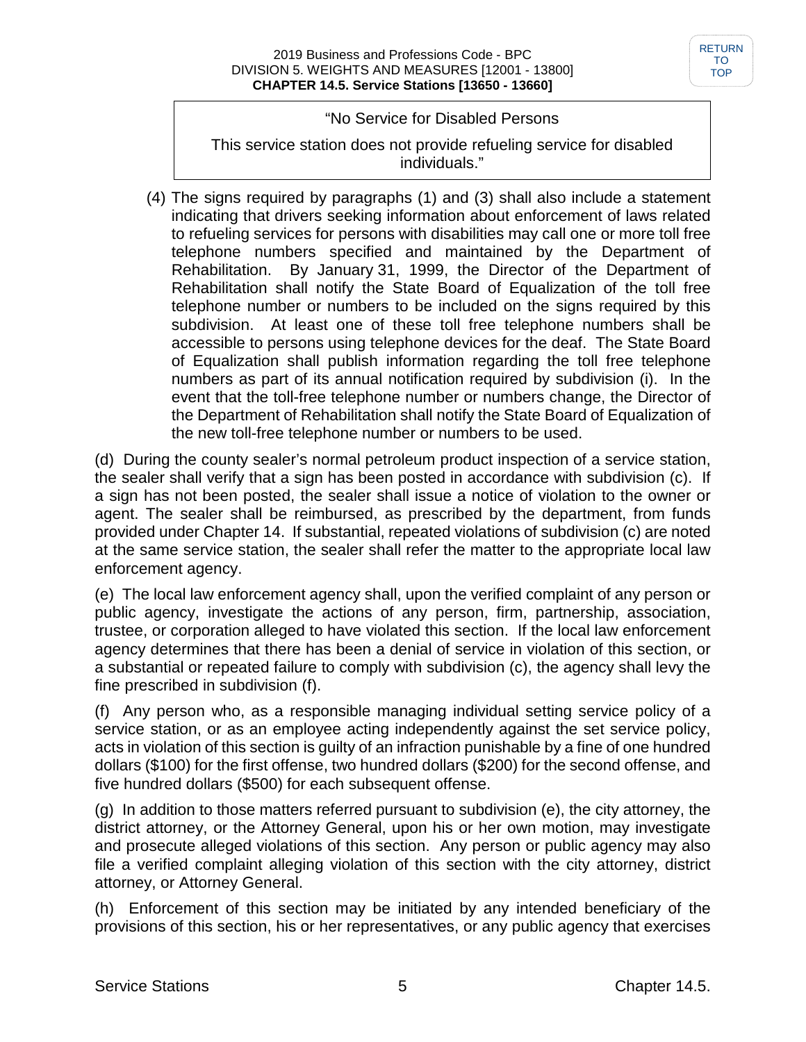> "No Service for Disabled Persons
>
> This service station does not provide refueling service for disabled individuals."

(4) The signs required by paragraphs (1) and (3) shall also include a statement indicating that drivers seeking information about enforcement of laws related to refueling services for persons with disabilities may call one or more toll free telephone numbers specified and maintained by the Department of Rehabilitation. By January 31, 1999, the Director of the Department of Rehabilitation shall notify the State Board of Equalization of the toll free telephone number or numbers to be included on the signs required by this subdivision. At least one of these toll free telephone numbers shall be accessible to persons using telephone devices for the deaf. The State Board of Equalization shall publish information regarding the toll free telephone numbers as part of its annual notification required by subdivision (i). In the event that the toll-free telephone number or numbers change, the Director of the Department of Rehabilitation shall notify the State Board of Equalization of the new toll-free telephone number or numbers to be used.

(d) During the county sealer's normal petroleum product inspection of a service station, the sealer shall verify that a sign has been posted in accordance with subdivision (c). If a sign has not been posted, the sealer shall issue a notice of violation to the owner or agent. The sealer shall be reimbursed, as prescribed by the department, from funds provided under Chapter 14. If substantial, repeated violations of subdivision (c) are noted at the same service station, the sealer shall refer the matter to the appropriate local law enforcement agency.

(e) The local law enforcement agency shall, upon the verified complaint of any person or public agency, investigate the actions of any person, firm, partnership, association, trustee, or corporation alleged to have violated this section. If the local law enforcement agency determines that there has been a denial of service in violation of this section, or a substantial or repeated failure to comply with subdivision (c), the agency shall levy the fine prescribed in subdivision (f).

(f) Any person who, as a responsible managing individual setting service policy of a service station, or as an employee acting independently against the set service policy, acts in violation of this section is guilty of an infraction punishable by a fine of one hundred dollars ($100) for the first offense, two hundred dollars ($200) for the second offense, and five hundred dollars ($500) for each subsequent offense.

(g) In addition to those matters referred pursuant to subdivision (e), the city attorney, the district attorney, or the Attorney General, upon his or her own motion, may investigate and prosecute alleged violations of this section. Any person or public agency may also file a verified complaint alleging violation of this section with the city attorney, district attorney, or Attorney General.

(h) Enforcement of this section may be initiated by any intended beneficiary of the provisions of this section, his or her representatives, or any public agency that exercises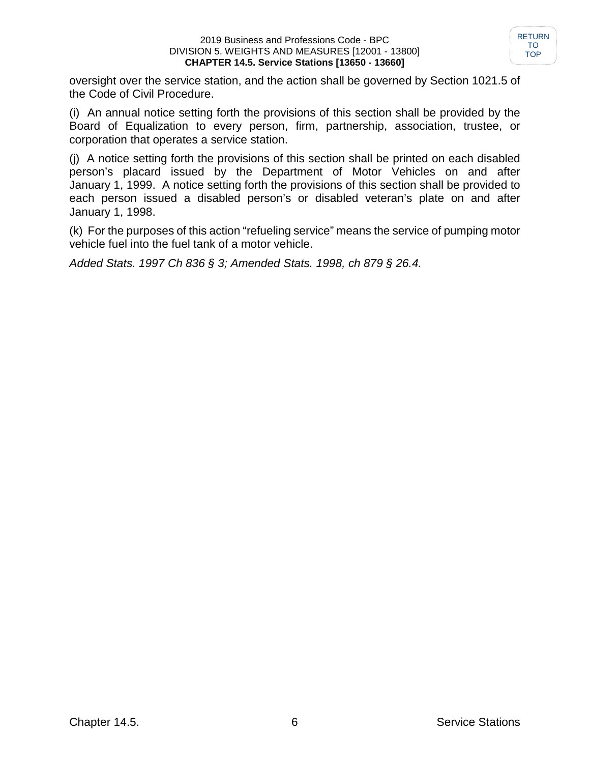oversight over the service station, and the action shall be governed by Section 1021.5 of the Code of Civil Procedure.

(i) An annual notice setting forth the provisions of this section shall be provided by the Board of Equalization to every person, firm, partnership, association, trustee, or corporation that operates a service station.

(j) A notice setting forth the provisions of this section shall be printed on each disabled person's placard issued by the Department of Motor Vehicles on and after January 1, 1999. A notice setting forth the provisions of this section shall be provided to each person issued a disabled person's or disabled veteran's plate on and after January 1, 1998.

(k) For the purposes of this action "refueling service" means the service of pumping motor vehicle fuel into the fuel tank of a motor vehicle.

*Added Stats. 1997 Ch 836 § 3; Amended Stats. 1998, ch 879 § 26.4.*